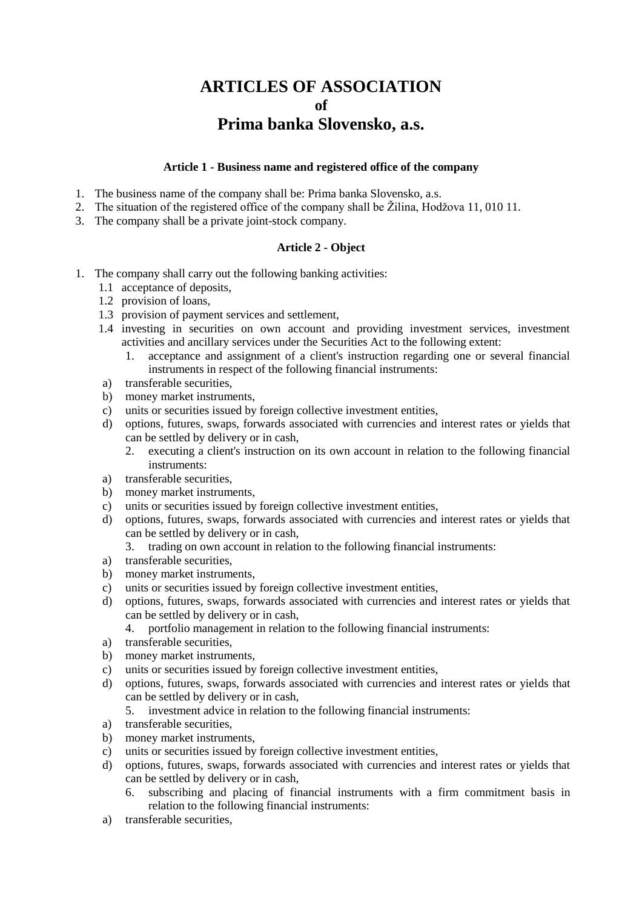# ARTICLES OF ASSOCIATION
## of
# Prima banka Slovensko, a.s.

### Article 1 - Business name and registered office of the company

1. The business name of the company shall be: Prima banka Slovensko, a.s.
2. The situation of the registered office of the company shall be Žilina, Hodžova 11, 010 11.
3. The company shall be a private joint-stock company.

### Article 2 - Object

1. The company shall carry out the following banking activities:
   - 1.1 acceptance of deposits,
   - 1.2 provision of loans,
   - 1.3 provision of payment services and settlement,
   - 1.4 investing in securities on own account and providing investment services, investment activities and ancillary services under the Securities Act to the following extent:
     1. acceptance and assignment of a client's instruction regarding one or several financial instruments in respect of the following financial instruments:
        - a) transferable securities,
        - b) money market instruments,
        - c) units or securities issued by foreign collective investment entities,
        - d) options, futures, swaps, forwards associated with currencies and interest rates or yields that can be settled by delivery or in cash,
     2. executing a client's instruction on its own account in relation to the following financial instruments:
        - a) transferable securities,
        - b) money market instruments,
        - c) units or securities issued by foreign collective investment entities,
        - d) options, futures, swaps, forwards associated with currencies and interest rates or yields that can be settled by delivery or in cash,
     3. trading on own account in relation to the following financial instruments:
        - a) transferable securities,
        - b) money market instruments,
        - c) units or securities issued by foreign collective investment entities,
        - d) options, futures, swaps, forwards associated with currencies and interest rates or yields that can be settled by delivery or in cash,
     4. portfolio management in relation to the following financial instruments:
        - a) transferable securities,
        - b) money market instruments,
        - c) units or securities issued by foreign collective investment entities,
        - d) options, futures, swaps, forwards associated with currencies and interest rates or yields that can be settled by delivery or in cash,
     5. investment advice in relation to the following financial instruments:
        - a) transferable securities,
        - b) money market instruments,
        - c) units or securities issued by foreign collective investment entities,
        - d) options, futures, swaps, forwards associated with currencies and interest rates or yields that can be settled by delivery or in cash,
     6. subscribing and placing of financial instruments with a firm commitment basis in relation to the following financial instruments:
        - a) transferable securities,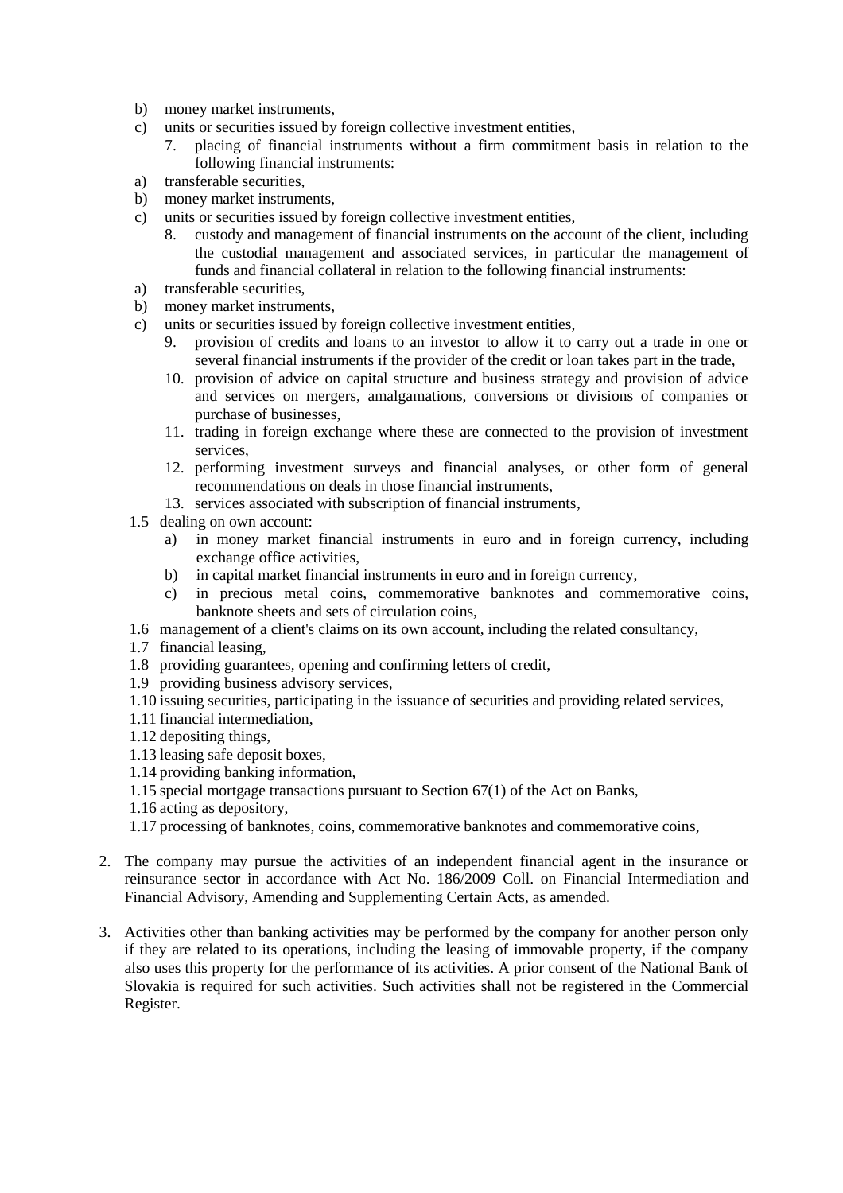b) money market instruments,
c) units or securities issued by foreign collective investment entities,

7. placing of financial instruments without a firm commitment basis in relation to the following financial instruments:

a) transferable securities,
b) money market instruments,
c) units or securities issued by foreign collective investment entities,

8. custody and management of financial instruments on the account of the client, including the custodial management and associated services, in particular the management of funds and financial collateral in relation to the following financial instruments:

a) transferable securities,
b) money market instruments,
c) units or securities issued by foreign collective investment entities,

9. provision of credits and loans to an investor to allow it to carry out a trade in one or several financial instruments if the provider of the credit or loan takes part in the trade,
10. provision of advice on capital structure and business strategy and provision of advice and services on mergers, amalgamations, conversions or divisions of companies or purchase of businesses,
11. trading in foreign exchange where these are connected to the provision of investment services,
12. performing investment surveys and financial analyses, or other form of general recommendations on deals in those financial instruments,
13. services associated with subscription of financial instruments,

1.5 dealing on own account:

a) in money market financial instruments in euro and in foreign currency, including exchange office activities,
b) in capital market financial instruments in euro and in foreign currency,
c) in precious metal coins, commemorative banknotes and commemorative coins, banknote sheets and sets of circulation coins,

1.6 management of a client's claims on its own account, including the related consultancy,
1.7 financial leasing,
1.8 providing guarantees, opening and confirming letters of credit,
1.9 providing business advisory services,
1.10 issuing securities, participating in the issuance of securities and providing related services,
1.11 financial intermediation,
1.12 depositing things,
1.13 leasing safe deposit boxes,
1.14 providing banking information,
1.15 special mortgage transactions pursuant to Section 67(1) of the Act on Banks,
1.16 acting as depository,
1.17 processing of banknotes, coins, commemorative banknotes and commemorative coins,

2. The company may pursue the activities of an independent financial agent in the insurance or reinsurance sector in accordance with Act No. 186/2009 Coll. on Financial Intermediation and Financial Advisory, Amending and Supplementing Certain Acts, as amended.

3. Activities other than banking activities may be performed by the company for another person only if they are related to its operations, including the leasing of immovable property, if the company also uses this property for the performance of its activities. A prior consent of the National Bank of Slovakia is required for such activities. Such activities shall not be registered in the Commercial Register.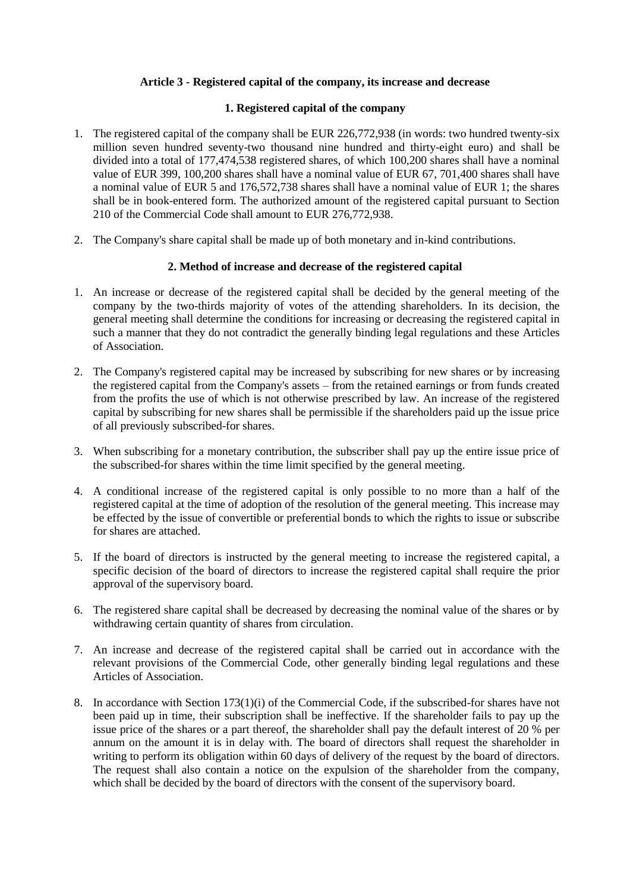## Article 3 - Registered capital of the company, its increase and decrease

### 1. Registered capital of the company

1. The registered capital of the company shall be EUR 226,772,938 (in words: two hundred twenty-six million seven hundred seventy-two thousand nine hundred and thirty-eight euro) and shall be divided into a total of 177,474,538 registered shares, of which 100,200 shares shall have a nominal value of EUR 399, 100,200 shares shall have a nominal value of EUR 67, 701,400 shares shall have a nominal value of EUR 5 and 176,572,738 shares shall have a nominal value of EUR 1; the shares shall be in book-entered form. The authorized amount of the registered capital pursuant to Section 210 of the Commercial Code shall amount to EUR 276,772,938.

2. The Company's share capital shall be made up of both monetary and in-kind contributions.

### 2. Method of increase and decrease of the registered capital

1. An increase or decrease of the registered capital shall be decided by the general meeting of the company by the two-thirds majority of votes of the attending shareholders. In its decision, the general meeting shall determine the conditions for increasing or decreasing the registered capital in such a manner that they do not contradict the generally binding legal regulations and these Articles of Association.

2. The Company's registered capital may be increased by subscribing for new shares or by increasing the registered capital from the Company's assets – from the retained earnings or from funds created from the profits the use of which is not otherwise prescribed by law. An increase of the registered capital by subscribing for new shares shall be permissible if the shareholders paid up the issue price of all previously subscribed-for shares.

3. When subscribing for a monetary contribution, the subscriber shall pay up the entire issue price of the subscribed-for shares within the time limit specified by the general meeting.

4. A conditional increase of the registered capital is only possible to no more than a half of the registered capital at the time of adoption of the resolution of the general meeting. This increase may be effected by the issue of convertible or preferential bonds to which the rights to issue or subscribe for shares are attached.

5. If the board of directors is instructed by the general meeting to increase the registered capital, a specific decision of the board of directors to increase the registered capital shall require the prior approval of the supervisory board.

6. The registered share capital shall be decreased by decreasing the nominal value of the shares or by withdrawing certain quantity of shares from circulation.

7. An increase and decrease of the registered capital shall be carried out in accordance with the relevant provisions of the Commercial Code, other generally binding legal regulations and these Articles of Association.

8. In accordance with Section 173(1)(i) of the Commercial Code, if the subscribed-for shares have not been paid up in time, their subscription shall be ineffective. If the shareholder fails to pay up the issue price of the shares or a part thereof, the shareholder shall pay the default interest of 20 % per annum on the amount it is in delay with. The board of directors shall request the shareholder in writing to perform its obligation within 60 days of delivery of the request by the board of directors. The request shall also contain a notice on the expulsion of the shareholder from the company, which shall be decided by the board of directors with the consent of the supervisory board.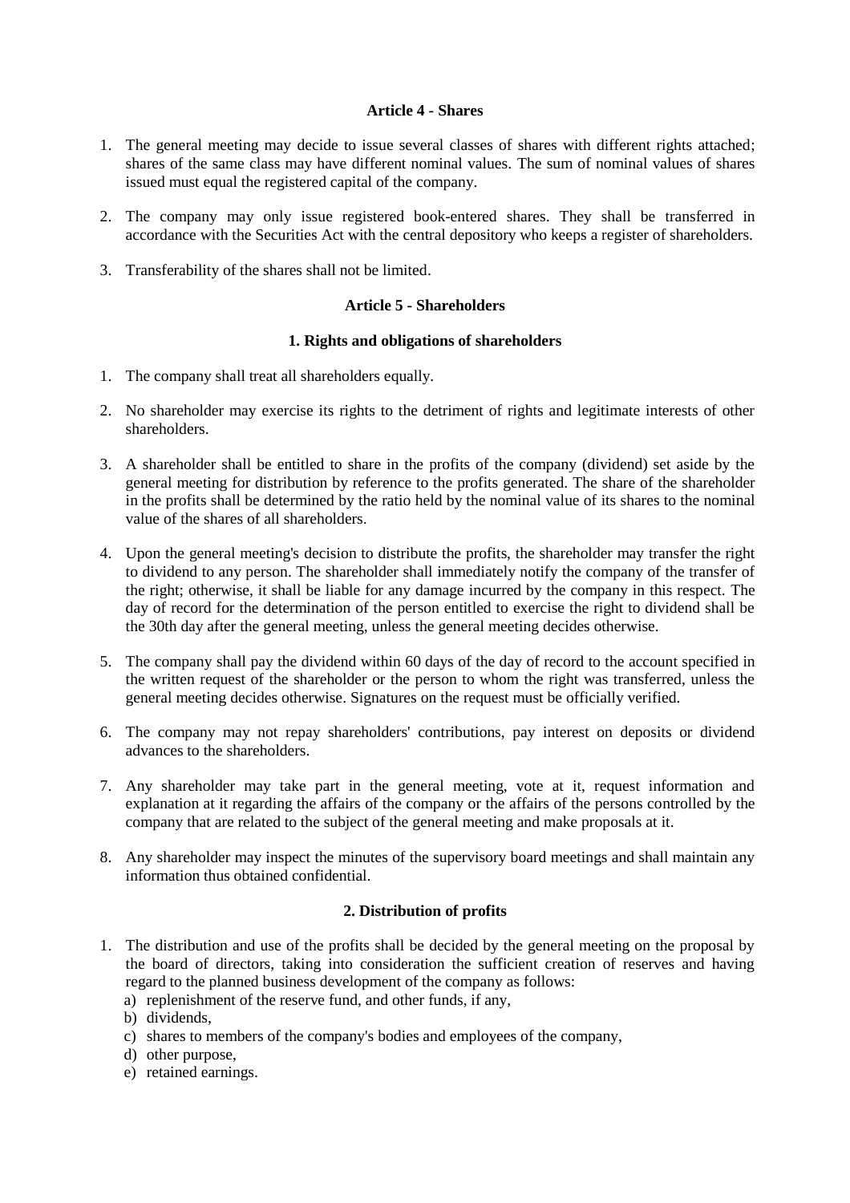### Article 4 - Shares

1. The general meeting may decide to issue several classes of shares with different rights attached; shares of the same class may have different nominal values. The sum of nominal values of shares issued must equal the registered capital of the company.

2. The company may only issue registered book-entered shares. They shall be transferred in accordance with the Securities Act with the central depository who keeps a register of shareholders.

3. Transferability of the shares shall not be limited.

### Article 5 - Shareholders

#### 1. Rights and obligations of shareholders

1. The company shall treat all shareholders equally.

2. No shareholder may exercise its rights to the detriment of rights and legitimate interests of other shareholders.

3. A shareholder shall be entitled to share in the profits of the company (dividend) set aside by the general meeting for distribution by reference to the profits generated. The share of the shareholder in the profits shall be determined by the ratio held by the nominal value of its shares to the nominal value of the shares of all shareholders.

4. Upon the general meeting's decision to distribute the profits, the shareholder may transfer the right to dividend to any person. The shareholder shall immediately notify the company of the transfer of the right; otherwise, it shall be liable for any damage incurred by the company in this respect. The day of record for the determination of the person entitled to exercise the right to dividend shall be the 30th day after the general meeting, unless the general meeting decides otherwise.

5. The company shall pay the dividend within 60 days of the day of record to the account specified in the written request of the shareholder or the person to whom the right was transferred, unless the general meeting decides otherwise. Signatures on the request must be officially verified.

6. The company may not repay shareholders' contributions, pay interest on deposits or dividend advances to the shareholders.

7. Any shareholder may take part in the general meeting, vote at it, request information and explanation at it regarding the affairs of the company or the affairs of the persons controlled by the company that are related to the subject of the general meeting and make proposals at it.

8. Any shareholder may inspect the minutes of the supervisory board meetings and shall maintain any information thus obtained confidential.

#### 2. Distribution of profits

1. The distribution and use of the profits shall be decided by the general meeting on the proposal by the board of directors, taking into consideration the sufficient creation of reserves and having regard to the planned business development of the company as follows:
   a) replenishment of the reserve fund, and other funds, if any,
   b) dividends,
   c) shares to members of the company's bodies and employees of the company,
   d) other purpose,
   e) retained earnings.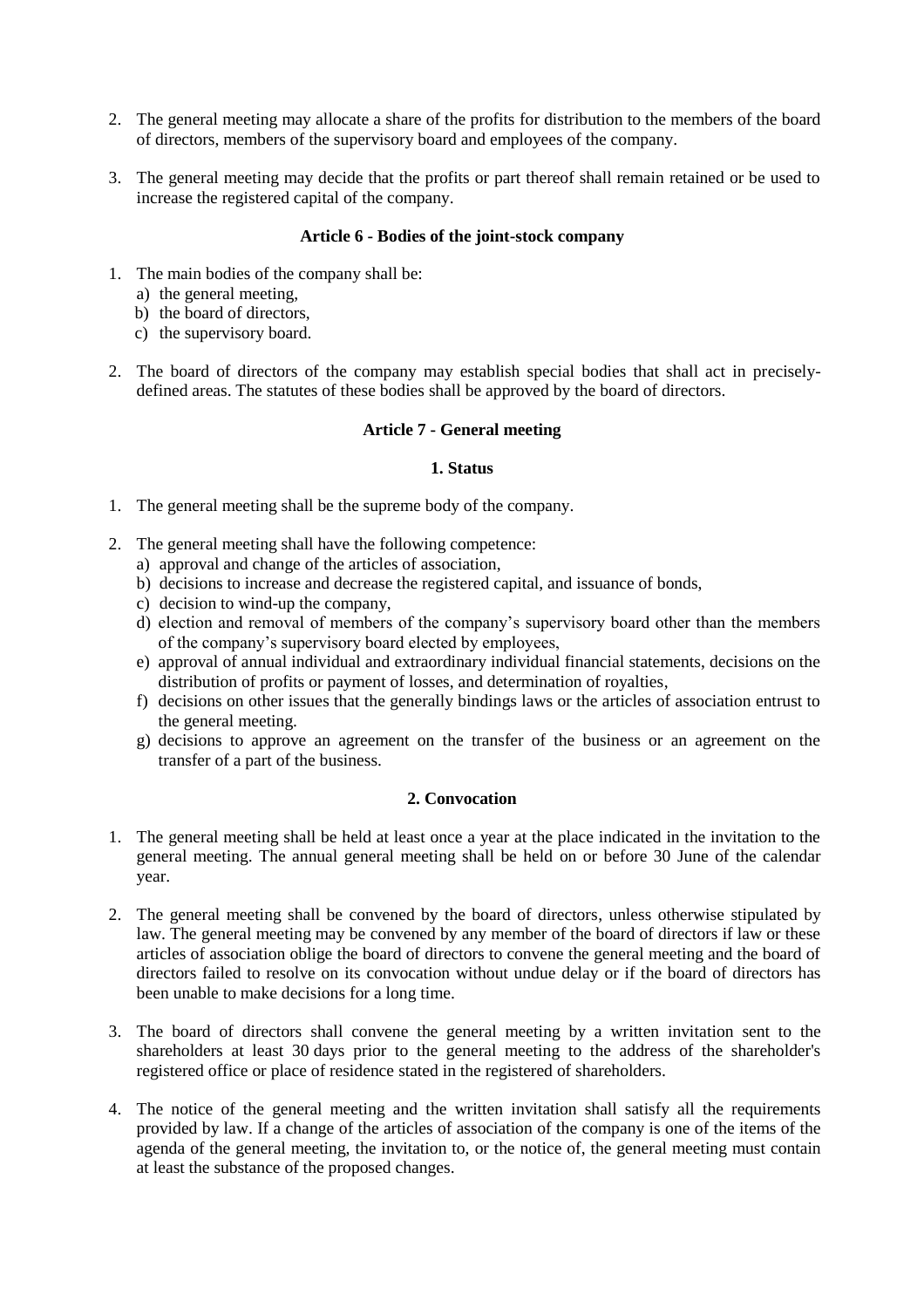2. The general meeting may allocate a share of the profits for distribution to the members of the board of directors, members of the supervisory board and employees of the company.

3. The general meeting may decide that the profits or part thereof shall remain retained or be used to increase the registered capital of the company.

### Article 6 - Bodies of the joint-stock company

1. The main bodies of the company shall be:
   a) the general meeting,
   b) the board of directors,
   c) the supervisory board.

2. The board of directors of the company may establish special bodies that shall act in precisely-defined areas. The statutes of these bodies shall be approved by the board of directors.

### Article 7 - General meeting

#### 1. Status

1. The general meeting shall be the supreme body of the company.

2. The general meeting shall have the following competence:
   a) approval and change of the articles of association,
   b) decisions to increase and decrease the registered capital, and issuance of bonds,
   c) decision to wind-up the company,
   d) election and removal of members of the company's supervisory board other than the members of the company's supervisory board elected by employees,
   e) approval of annual individual and extraordinary individual financial statements, decisions on the distribution of profits or payment of losses, and determination of royalties,
   f) decisions on other issues that the generally bindings laws or the articles of association entrust to the general meeting.
   g) decisions to approve an agreement on the transfer of the business or an agreement on the transfer of a part of the business.

#### 2. Convocation

1. The general meeting shall be held at least once a year at the place indicated in the invitation to the general meeting. The annual general meeting shall be held on or before 30 June of the calendar year.

2. The general meeting shall be convened by the board of directors, unless otherwise stipulated by law. The general meeting may be convened by any member of the board of directors if law or these articles of association oblige the board of directors to convene the general meeting and the board of directors failed to resolve on its convocation without undue delay or if the board of directors has been unable to make decisions for a long time.

3. The board of directors shall convene the general meeting by a written invitation sent to the shareholders at least 30 days prior to the general meeting to the address of the shareholder's registered office or place of residence stated in the registered of shareholders.

4. The notice of the general meeting and the written invitation shall satisfy all the requirements provided by law. If a change of the articles of association of the company is one of the items of the agenda of the general meeting, the invitation to, or the notice of, the general meeting must contain at least the substance of the proposed changes.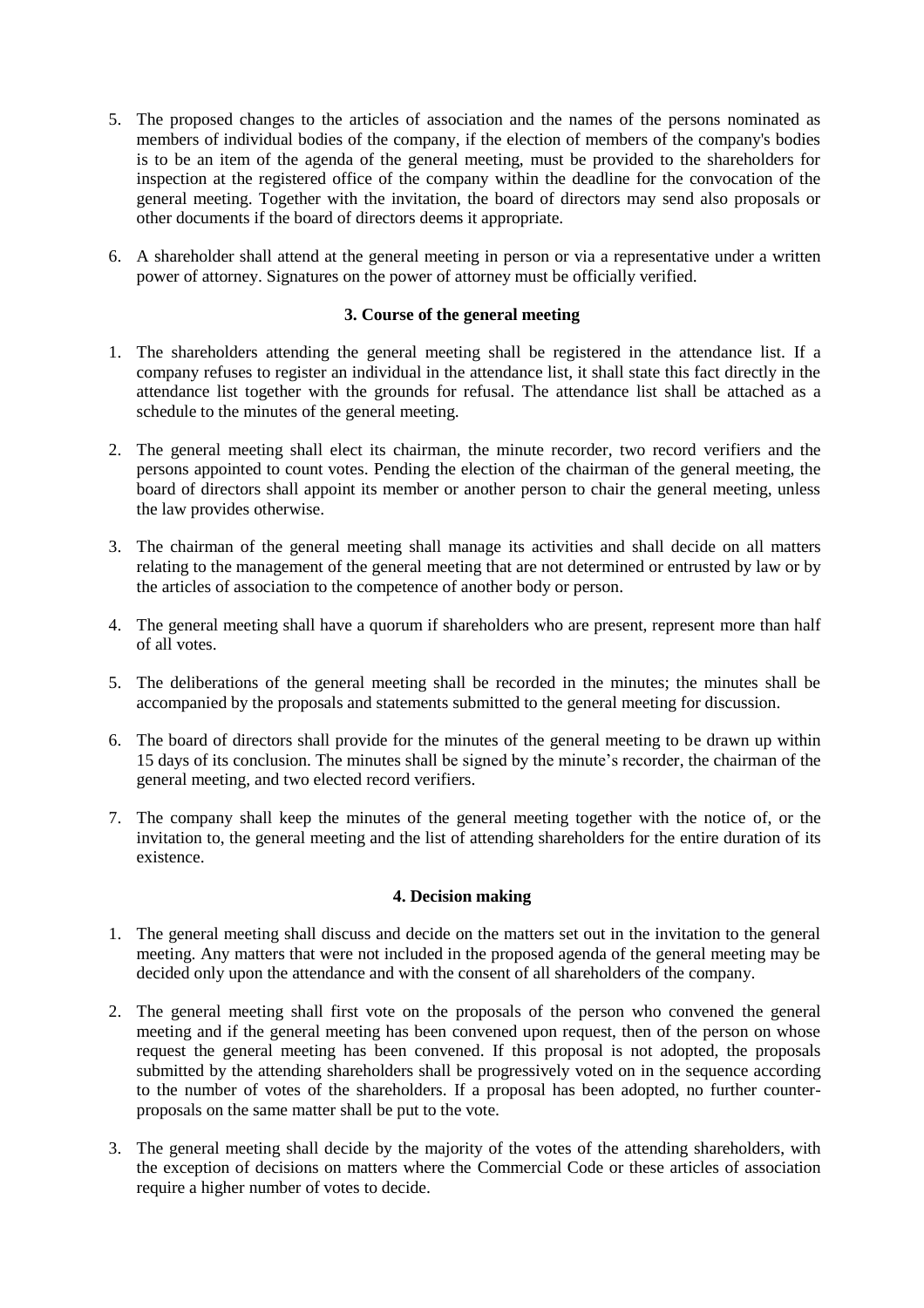5. The proposed changes to the articles of association and the names of the persons nominated as members of individual bodies of the company, if the election of members of the company's bodies is to be an item of the agenda of the general meeting, must be provided to the shareholders for inspection at the registered office of the company within the deadline for the convocation of the general meeting. Together with the invitation, the board of directors may send also proposals or other documents if the board of directors deems it appropriate.

6. A shareholder shall attend at the general meeting in person or via a representative under a written power of attorney. Signatures on the power of attorney must be officially verified.

### 3. Course of the general meeting

1. The shareholders attending the general meeting shall be registered in the attendance list. If a company refuses to register an individual in the attendance list, it shall state this fact directly in the attendance list together with the grounds for refusal. The attendance list shall be attached as a schedule to the minutes of the general meeting.

2. The general meeting shall elect its chairman, the minute recorder, two record verifiers and the persons appointed to count votes. Pending the election of the chairman of the general meeting, the board of directors shall appoint its member or another person to chair the general meeting, unless the law provides otherwise.

3. The chairman of the general meeting shall manage its activities and shall decide on all matters relating to the management of the general meeting that are not determined or entrusted by law or by the articles of association to the competence of another body or person.

4. The general meeting shall have a quorum if shareholders who are present, represent more than half of all votes.

5. The deliberations of the general meeting shall be recorded in the minutes; the minutes shall be accompanied by the proposals and statements submitted to the general meeting for discussion.

6. The board of directors shall provide for the minutes of the general meeting to be drawn up within 15 days of its conclusion. The minutes shall be signed by the minute's recorder, the chairman of the general meeting, and two elected record verifiers.

7. The company shall keep the minutes of the general meeting together with the notice of, or the invitation to, the general meeting and the list of attending shareholders for the entire duration of its existence.

### 4. Decision making

1. The general meeting shall discuss and decide on the matters set out in the invitation to the general meeting. Any matters that were not included in the proposed agenda of the general meeting may be decided only upon the attendance and with the consent of all shareholders of the company.

2. The general meeting shall first vote on the proposals of the person who convened the general meeting and if the general meeting has been convened upon request, then of the person on whose request the general meeting has been convened. If this proposal is not adopted, the proposals submitted by the attending shareholders shall be progressively voted on in the sequence according to the number of votes of the shareholders. If a proposal has been adopted, no further counter-proposals on the same matter shall be put to the vote.

3. The general meeting shall decide by the majority of the votes of the attending shareholders, with the exception of decisions on matters where the Commercial Code or these articles of association require a higher number of votes to decide.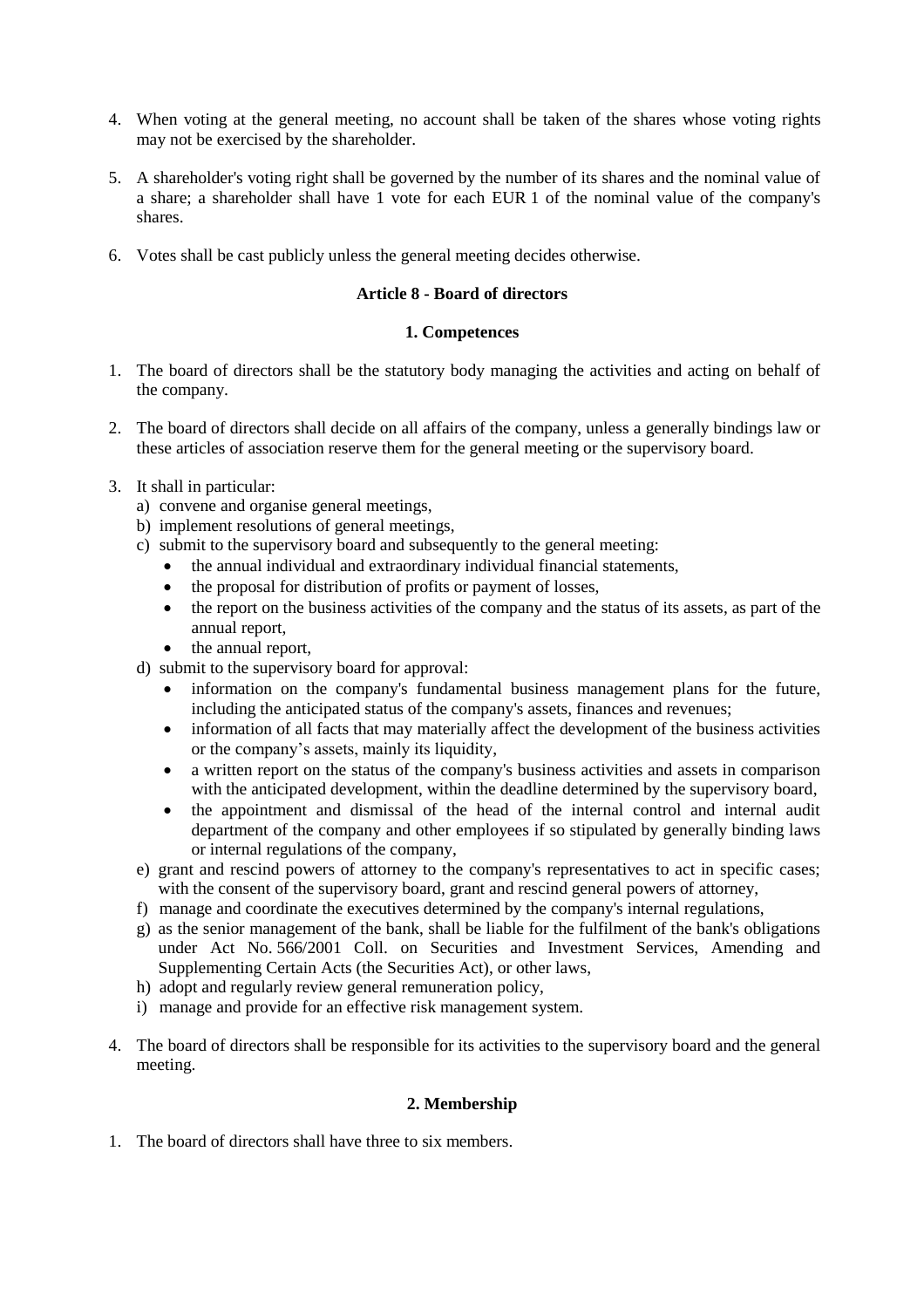4. When voting at the general meeting, no account shall be taken of the shares whose voting rights may not be exercised by the shareholder.

5. A shareholder's voting right shall be governed by the number of its shares and the nominal value of a share; a shareholder shall have 1 vote for each EUR 1 of the nominal value of the company's shares.

6. Votes shall be cast publicly unless the general meeting decides otherwise.

### Article 8 - Board of directors

#### 1. Competences

1. The board of directors shall be the statutory body managing the activities and acting on behalf of the company.

2. The board of directors shall decide on all affairs of the company, unless a generally bindings law or these articles of association reserve them for the general meeting or the supervisory board.

3. It shall in particular:
   a) convene and organise general meetings,
   b) implement resolutions of general meetings,
   c) submit to the supervisory board and subsequently to the general meeting:
      - the annual individual and extraordinary individual financial statements,
      - the proposal for distribution of profits or payment of losses,
      - the report on the business activities of the company and the status of its assets, as part of the annual report,
      - the annual report,
   d) submit to the supervisory board for approval:
      - information on the company's fundamental business management plans for the future, including the anticipated status of the company's assets, finances and revenues;
      - information of all facts that may materially affect the development of the business activities or the company's assets, mainly its liquidity,
      - a written report on the status of the company's business activities and assets in comparison with the anticipated development, within the deadline determined by the supervisory board,
      - the appointment and dismissal of the head of the internal control and internal audit department of the company and other employees if so stipulated by generally binding laws or internal regulations of the company,
   e) grant and rescind powers of attorney to the company's representatives to act in specific cases; with the consent of the supervisory board, grant and rescind general powers of attorney,
   f) manage and coordinate the executives determined by the company's internal regulations,
   g) as the senior management of the bank, shall be liable for the fulfilment of the bank's obligations under Act No. 566/2001 Coll. on Securities and Investment Services, Amending and Supplementing Certain Acts (the Securities Act), or other laws,
   h) adopt and regularly review general remuneration policy,
   i) manage and provide for an effective risk management system.

4. The board of directors shall be responsible for its activities to the supervisory board and the general meeting.

#### 2. Membership

1. The board of directors shall have three to six members.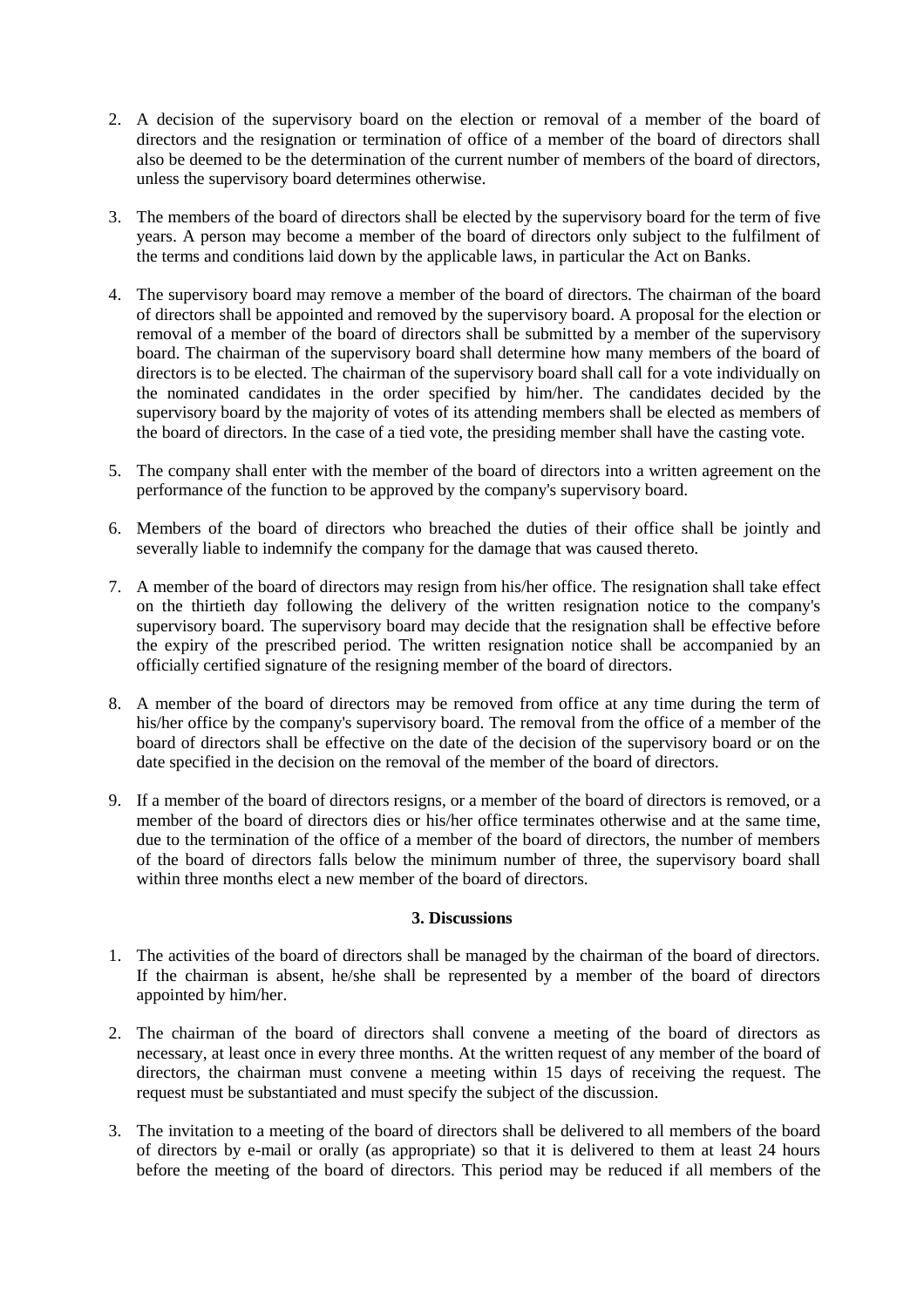2. A decision of the supervisory board on the election or removal of a member of the board of directors and the resignation or termination of office of a member of the board of directors shall also be deemed to be the determination of the current number of members of the board of directors, unless the supervisory board determines otherwise.

3. The members of the board of directors shall be elected by the supervisory board for the term of five years. A person may become a member of the board of directors only subject to the fulfilment of the terms and conditions laid down by the applicable laws, in particular the Act on Banks.

4. The supervisory board may remove a member of the board of directors. The chairman of the board of directors shall be appointed and removed by the supervisory board. A proposal for the election or removal of a member of the board of directors shall be submitted by a member of the supervisory board. The chairman of the supervisory board shall determine how many members of the board of directors is to be elected. The chairman of the supervisory board shall call for a vote individually on the nominated candidates in the order specified by him/her. The candidates decided by the supervisory board by the majority of votes of its attending members shall be elected as members of the board of directors. In the case of a tied vote, the presiding member shall have the casting vote.

5. The company shall enter with the member of the board of directors into a written agreement on the performance of the function to be approved by the company's supervisory board.

6. Members of the board of directors who breached the duties of their office shall be jointly and severally liable to indemnify the company for the damage that was caused thereto.

7. A member of the board of directors may resign from his/her office. The resignation shall take effect on the thirtieth day following the delivery of the written resignation notice to the company's supervisory board. The supervisory board may decide that the resignation shall be effective before the expiry of the prescribed period. The written resignation notice shall be accompanied by an officially certified signature of the resigning member of the board of directors.

8. A member of the board of directors may be removed from office at any time during the term of his/her office by the company's supervisory board. The removal from the office of a member of the board of directors shall be effective on the date of the decision of the supervisory board or on the date specified in the decision on the removal of the member of the board of directors.

9. If a member of the board of directors resigns, or a member of the board of directors is removed, or a member of the board of directors dies or his/her office terminates otherwise and at the same time, due to the termination of the office of a member of the board of directors, the number of members of the board of directors falls below the minimum number of three, the supervisory board shall within three months elect a new member of the board of directors.

### 3. Discussions

1. The activities of the board of directors shall be managed by the chairman of the board of directors. If the chairman is absent, he/she shall be represented by a member of the board of directors appointed by him/her.

2. The chairman of the board of directors shall convene a meeting of the board of directors as necessary, at least once in every three months. At the written request of any member of the board of directors, the chairman must convene a meeting within 15 days of receiving the request. The request must be substantiated and must specify the subject of the discussion.

3. The invitation to a meeting of the board of directors shall be delivered to all members of the board of directors by e-mail or orally (as appropriate) so that it is delivered to them at least 24 hours before the meeting of the board of directors. This period may be reduced if all members of the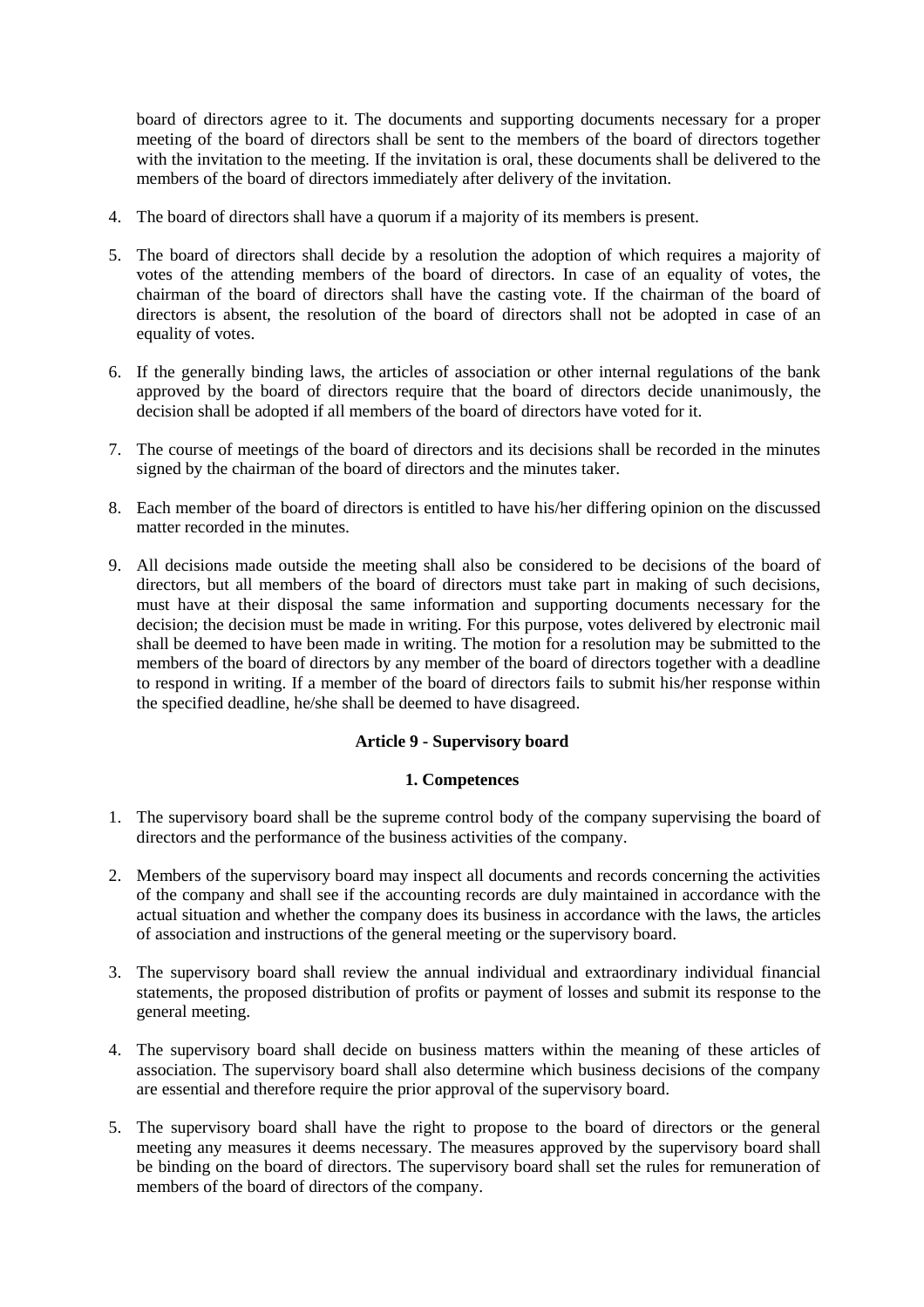board of directors agree to it. The documents and supporting documents necessary for a proper meeting of the board of directors shall be sent to the members of the board of directors together with the invitation to the meeting. If the invitation is oral, these documents shall be delivered to the members of the board of directors immediately after delivery of the invitation.

4. The board of directors shall have a quorum if a majority of its members is present.

5. The board of directors shall decide by a resolution the adoption of which requires a majority of votes of the attending members of the board of directors. In case of an equality of votes, the chairman of the board of directors shall have the casting vote. If the chairman of the board of directors is absent, the resolution of the board of directors shall not be adopted in case of an equality of votes.

6. If the generally binding laws, the articles of association or other internal regulations of the bank approved by the board of directors require that the board of directors decide unanimously, the decision shall be adopted if all members of the board of directors have voted for it.

7. The course of meetings of the board of directors and its decisions shall be recorded in the minutes signed by the chairman of the board of directors and the minutes taker.

8. Each member of the board of directors is entitled to have his/her differing opinion on the discussed matter recorded in the minutes.

9. All decisions made outside the meeting shall also be considered to be decisions of the board of directors, but all members of the board of directors must take part in making of such decisions, must have at their disposal the same information and supporting documents necessary for the decision; the decision must be made in writing. For this purpose, votes delivered by electronic mail shall be deemed to have been made in writing. The motion for a resolution may be submitted to the members of the board of directors by any member of the board of directors together with a deadline to respond in writing. If a member of the board of directors fails to submit his/her response within the specified deadline, he/she shall be deemed to have disagreed.

## Article 9 - Supervisory board

### 1. Competences

1. The supervisory board shall be the supreme control body of the company supervising the board of directors and the performance of the business activities of the company.

2. Members of the supervisory board may inspect all documents and records concerning the activities of the company and shall see if the accounting records are duly maintained in accordance with the actual situation and whether the company does its business in accordance with the laws, the articles of association and instructions of the general meeting or the supervisory board.

3. The supervisory board shall review the annual individual and extraordinary individual financial statements, the proposed distribution of profits or payment of losses and submit its response to the general meeting.

4. The supervisory board shall decide on business matters within the meaning of these articles of association. The supervisory board shall also determine which business decisions of the company are essential and therefore require the prior approval of the supervisory board.

5. The supervisory board shall have the right to propose to the board of directors or the general meeting any measures it deems necessary. The measures approved by the supervisory board shall be binding on the board of directors. The supervisory board shall set the rules for remuneration of members of the board of directors of the company.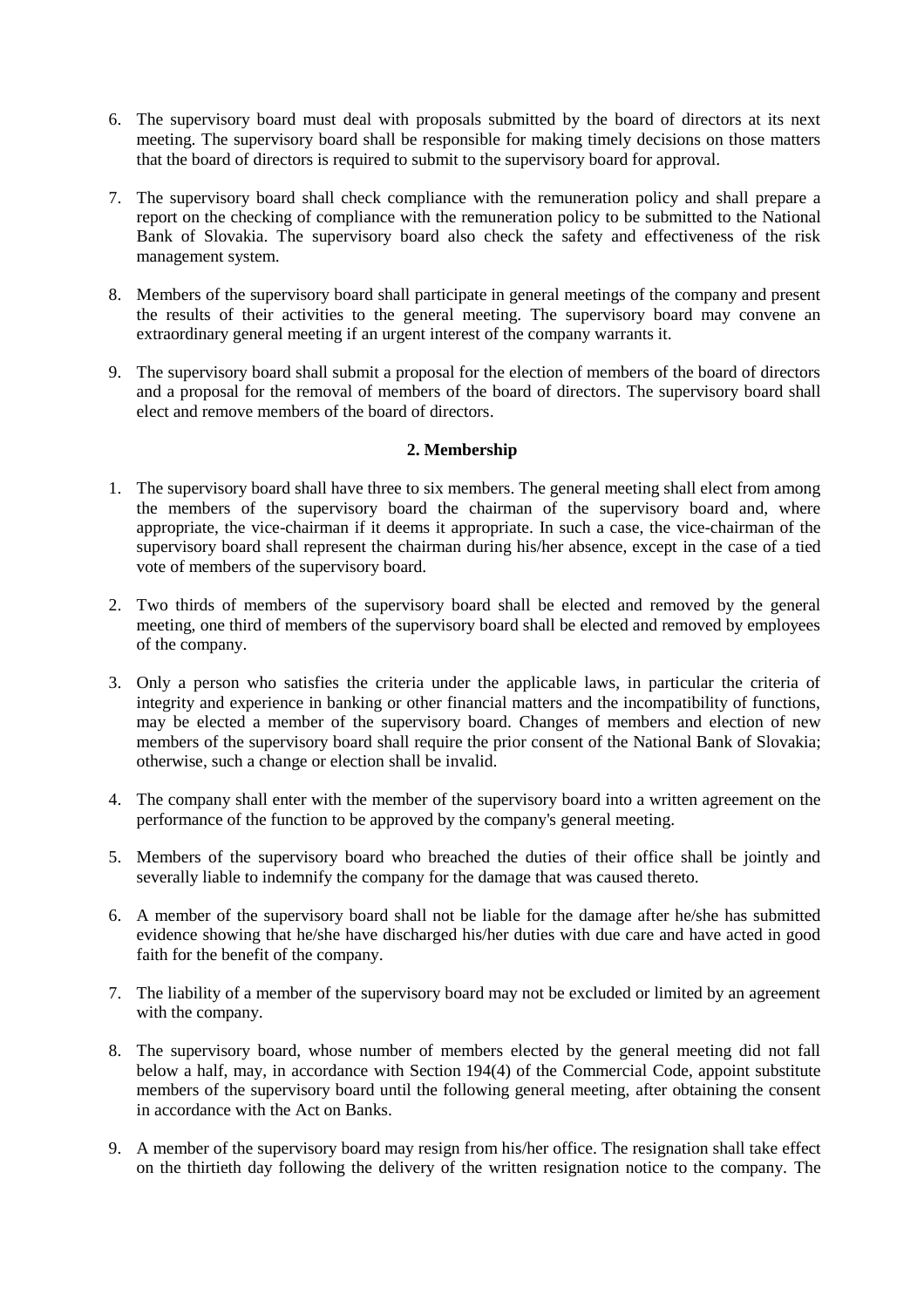6. The supervisory board must deal with proposals submitted by the board of directors at its next meeting. The supervisory board shall be responsible for making timely decisions on those matters that the board of directors is required to submit to the supervisory board for approval.

7. The supervisory board shall check compliance with the remuneration policy and shall prepare a report on the checking of compliance with the remuneration policy to be submitted to the National Bank of Slovakia. The supervisory board also check the safety and effectiveness of the risk management system.

8. Members of the supervisory board shall participate in general meetings of the company and present the results of their activities to the general meeting. The supervisory board may convene an extraordinary general meeting if an urgent interest of the company warrants it.

9. The supervisory board shall submit a proposal for the election of members of the board of directors and a proposal for the removal of members of the board of directors. The supervisory board shall elect and remove members of the board of directors.

**2. Membership**

1. The supervisory board shall have three to six members. The general meeting shall elect from among the members of the supervisory board the chairman of the supervisory board and, where appropriate, the vice-chairman if it deems it appropriate. In such a case, the vice-chairman of the supervisory board shall represent the chairman during his/her absence, except in the case of a tied vote of members of the supervisory board.

2. Two thirds of members of the supervisory board shall be elected and removed by the general meeting, one third of members of the supervisory board shall be elected and removed by employees of the company.

3. Only a person who satisfies the criteria under the applicable laws, in particular the criteria of integrity and experience in banking or other financial matters and the incompatibility of functions, may be elected a member of the supervisory board. Changes of members and election of new members of the supervisory board shall require the prior consent of the National Bank of Slovakia; otherwise, such a change or election shall be invalid.

4. The company shall enter with the member of the supervisory board into a written agreement on the performance of the function to be approved by the company's general meeting.

5. Members of the supervisory board who breached the duties of their office shall be jointly and severally liable to indemnify the company for the damage that was caused thereto.

6. A member of the supervisory board shall not be liable for the damage after he/she has submitted evidence showing that he/she have discharged his/her duties with due care and have acted in good faith for the benefit of the company.

7. The liability of a member of the supervisory board may not be excluded or limited by an agreement with the company.

8. The supervisory board, whose number of members elected by the general meeting did not fall below a half, may, in accordance with Section 194(4) of the Commercial Code, appoint substitute members of the supervisory board until the following general meeting, after obtaining the consent in accordance with the Act on Banks.

9. A member of the supervisory board may resign from his/her office. The resignation shall take effect on the thirtieth day following the delivery of the written resignation notice to the company. The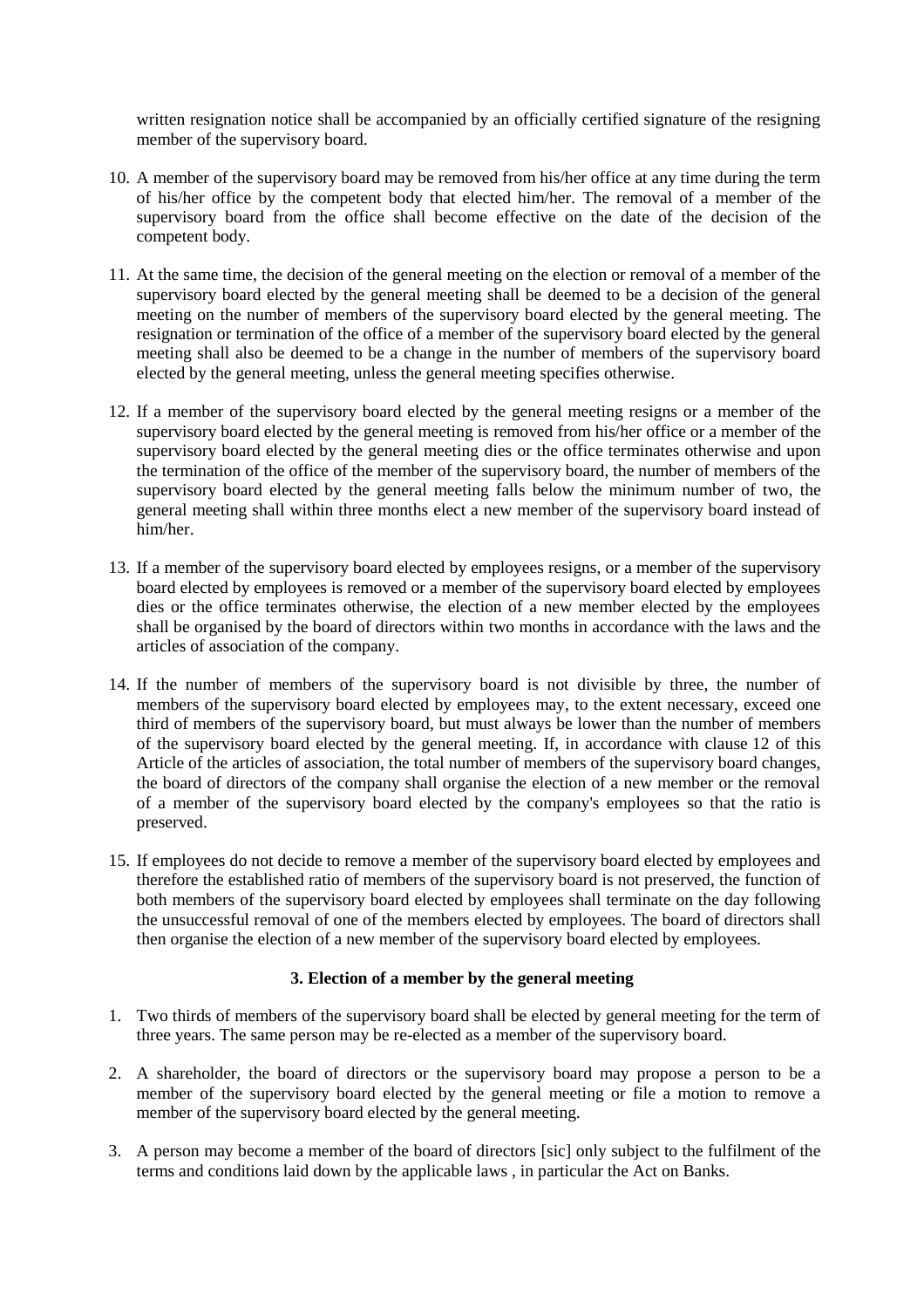written resignation notice shall be accompanied by an officially certified signature of the resigning member of the supervisory board.

10. A member of the supervisory board may be removed from his/her office at any time during the term of his/her office by the competent body that elected him/her. The removal of a member of the supervisory board from the office shall become effective on the date of the decision of the competent body.

11. At the same time, the decision of the general meeting on the election or removal of a member of the supervisory board elected by the general meeting shall be deemed to be a decision of the general meeting on the number of members of the supervisory board elected by the general meeting. The resignation or termination of the office of a member of the supervisory board elected by the general meeting shall also be deemed to be a change in the number of members of the supervisory board elected by the general meeting, unless the general meeting specifies otherwise.

12. If a member of the supervisory board elected by the general meeting resigns or a member of the supervisory board elected by the general meeting is removed from his/her office or a member of the supervisory board elected by the general meeting dies or the office terminates otherwise and upon the termination of the office of the member of the supervisory board, the number of members of the supervisory board elected by the general meeting falls below the minimum number of two, the general meeting shall within three months elect a new member of the supervisory board instead of him/her.

13. If a member of the supervisory board elected by employees resigns, or a member of the supervisory board elected by employees is removed or a member of the supervisory board elected by employees dies or the office terminates otherwise, the election of a new member elected by the employees shall be organised by the board of directors within two months in accordance with the laws and the articles of association of the company.

14. If the number of members of the supervisory board is not divisible by three, the number of members of the supervisory board elected by employees may, to the extent necessary, exceed one third of members of the supervisory board, but must always be lower than the number of members of the supervisory board elected by the general meeting. If, in accordance with clause 12 of this Article of the articles of association, the total number of members of the supervisory board changes, the board of directors of the company shall organise the election of a new member or the removal of a member of the supervisory board elected by the company's employees so that the ratio is preserved.

15. If employees do not decide to remove a member of the supervisory board elected by employees and therefore the established ratio of members of the supervisory board is not preserved, the function of both members of the supervisory board elected by employees shall terminate on the day following the unsuccessful removal of one of the members elected by employees. The board of directors shall then organise the election of a new member of the supervisory board elected by employees.

**3. Election of a member by the general meeting**

1. Two thirds of members of the supervisory board shall be elected by general meeting for the term of three years. The same person may be re-elected as a member of the supervisory board.

2. A shareholder, the board of directors or the supervisory board may propose a person to be a member of the supervisory board elected by the general meeting or file a motion to remove a member of the supervisory board elected by the general meeting.

3. A person may become a member of the board of directors [sic] only subject to the fulfilment of the terms and conditions laid down by the applicable laws , in particular the Act on Banks.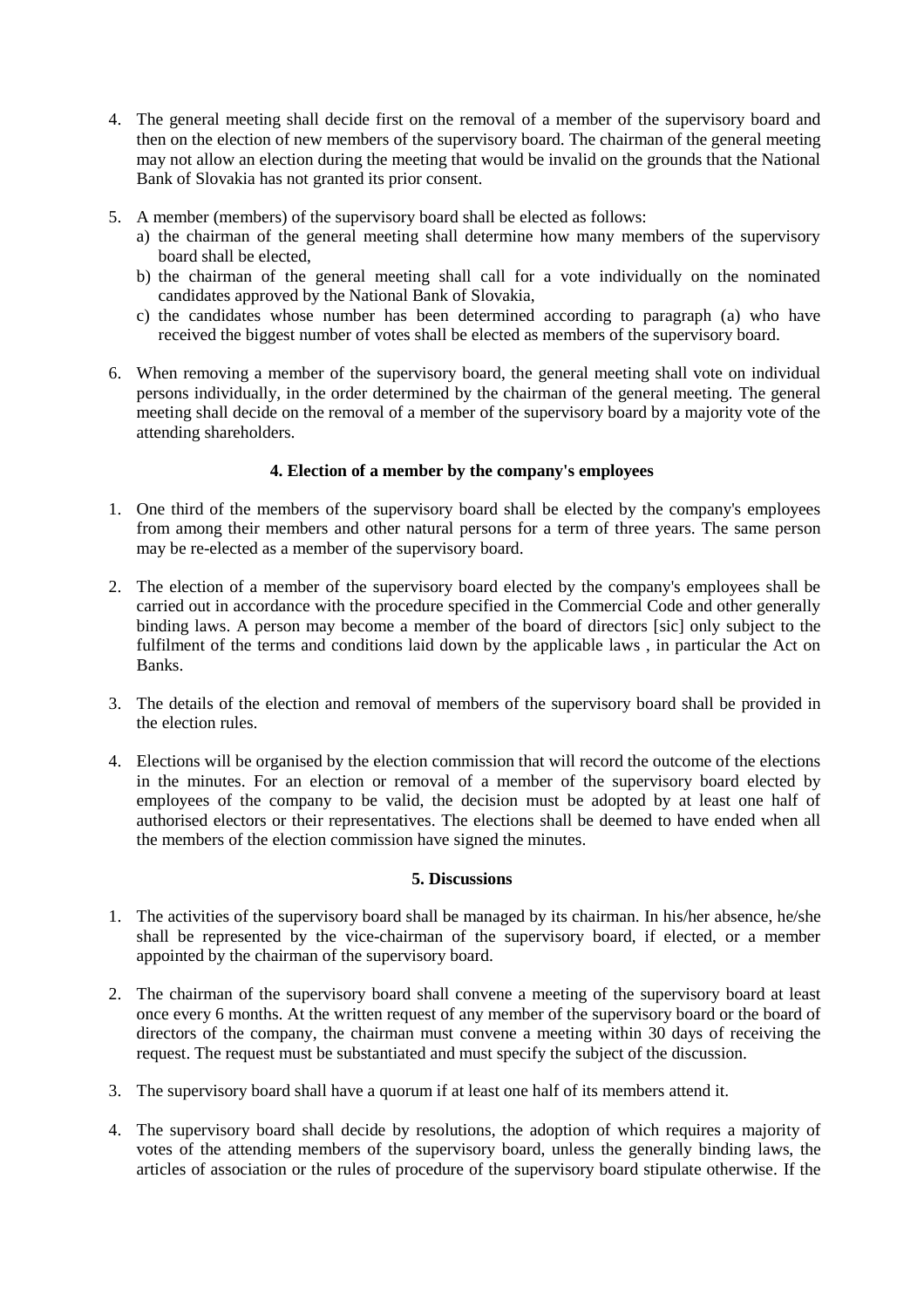4. The general meeting shall decide first on the removal of a member of the supervisory board and then on the election of new members of the supervisory board. The chairman of the general meeting may not allow an election during the meeting that would be invalid on the grounds that the National Bank of Slovakia has not granted its prior consent.

5. A member (members) of the supervisory board shall be elected as follows:
   a) the chairman of the general meeting shall determine how many members of the supervisory board shall be elected,
   b) the chairman of the general meeting shall call for a vote individually on the nominated candidates approved by the National Bank of Slovakia,
   c) the candidates whose number has been determined according to paragraph (a) who have received the biggest number of votes shall be elected as members of the supervisory board.

6. When removing a member of the supervisory board, the general meeting shall vote on individual persons individually, in the order determined by the chairman of the general meeting. The general meeting shall decide on the removal of a member of the supervisory board by a majority vote of the attending shareholders.

**4. Election of a member by the company's employees**

1. One third of the members of the supervisory board shall be elected by the company's employees from among their members and other natural persons for a term of three years. The same person may be re-elected as a member of the supervisory board.

2. The election of a member of the supervisory board elected by the company's employees shall be carried out in accordance with the procedure specified in the Commercial Code and other generally binding laws. A person may become a member of the board of directors [sic] only subject to the fulfilment of the terms and conditions laid down by the applicable laws , in particular the Act on Banks.

3. The details of the election and removal of members of the supervisory board shall be provided in the election rules.

4. Elections will be organised by the election commission that will record the outcome of the elections in the minutes. For an election or removal of a member of the supervisory board elected by employees of the company to be valid, the decision must be adopted by at least one half of authorised electors or their representatives. The elections shall be deemed to have ended when all the members of the election commission have signed the minutes.

**5. Discussions**

1. The activities of the supervisory board shall be managed by its chairman. In his/her absence, he/she shall be represented by the vice-chairman of the supervisory board, if elected, or a member appointed by the chairman of the supervisory board.

2. The chairman of the supervisory board shall convene a meeting of the supervisory board at least once every 6 months. At the written request of any member of the supervisory board or the board of directors of the company, the chairman must convene a meeting within 30 days of receiving the request. The request must be substantiated and must specify the subject of the discussion.

3. The supervisory board shall have a quorum if at least one half of its members attend it.

4. The supervisory board shall decide by resolutions, the adoption of which requires a majority of votes of the attending members of the supervisory board, unless the generally binding laws, the articles of association or the rules of procedure of the supervisory board stipulate otherwise. If the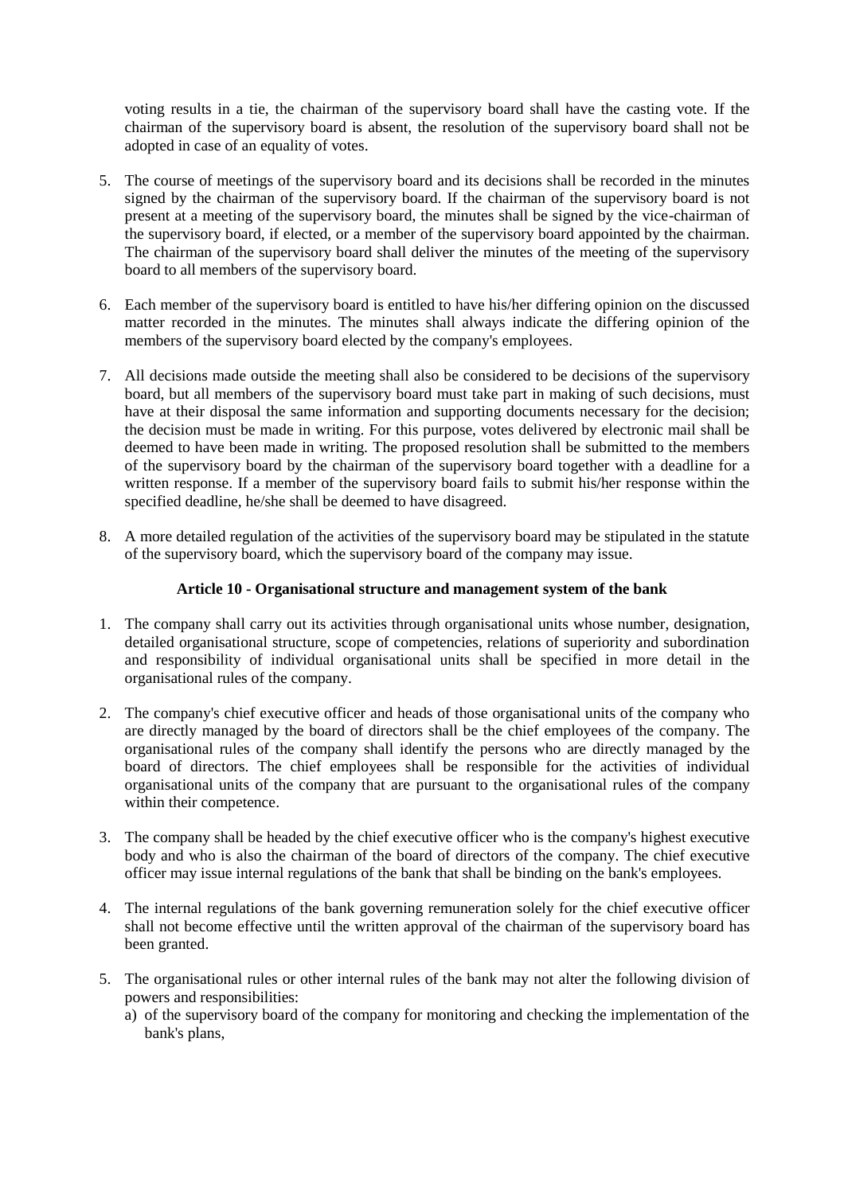voting results in a tie, the chairman of the supervisory board shall have the casting vote. If the chairman of the supervisory board is absent, the resolution of the supervisory board shall not be adopted in case of an equality of votes.

5. The course of meetings of the supervisory board and its decisions shall be recorded in the minutes signed by the chairman of the supervisory board. If the chairman of the supervisory board is not present at a meeting of the supervisory board, the minutes shall be signed by the vice-chairman of the supervisory board, if elected, or a member of the supervisory board appointed by the chairman. The chairman of the supervisory board shall deliver the minutes of the meeting of the supervisory board to all members of the supervisory board.

6. Each member of the supervisory board is entitled to have his/her differing opinion on the discussed matter recorded in the minutes. The minutes shall always indicate the differing opinion of the members of the supervisory board elected by the company's employees.

7. All decisions made outside the meeting shall also be considered to be decisions of the supervisory board, but all members of the supervisory board must take part in making of such decisions, must have at their disposal the same information and supporting documents necessary for the decision; the decision must be made in writing. For this purpose, votes delivered by electronic mail shall be deemed to have been made in writing. The proposed resolution shall be submitted to the members of the supervisory board by the chairman of the supervisory board together with a deadline for a written response. If a member of the supervisory board fails to submit his/her response within the specified deadline, he/she shall be deemed to have disagreed.

8. A more detailed regulation of the activities of the supervisory board may be stipulated in the statute of the supervisory board, which the supervisory board of the company may issue.

### Article 10 - Organisational structure and management system of the bank

1. The company shall carry out its activities through organisational units whose number, designation, detailed organisational structure, scope of competencies, relations of superiority and subordination and responsibility of individual organisational units shall be specified in more detail in the organisational rules of the company.

2. The company's chief executive officer and heads of those organisational units of the company who are directly managed by the board of directors shall be the chief employees of the company. The organisational rules of the company shall identify the persons who are directly managed by the board of directors. The chief employees shall be responsible for the activities of individual organisational units of the company that are pursuant to the organisational rules of the company within their competence.

3. The company shall be headed by the chief executive officer who is the company's highest executive body and who is also the chairman of the board of directors of the company. The chief executive officer may issue internal regulations of the bank that shall be binding on the bank's employees.

4. The internal regulations of the bank governing remuneration solely for the chief executive officer shall not become effective until the written approval of the chairman of the supervisory board has been granted.

5. The organisational rules or other internal rules of the bank may not alter the following division of powers and responsibilities:
   a) of the supervisory board of the company for monitoring and checking the implementation of the bank's plans,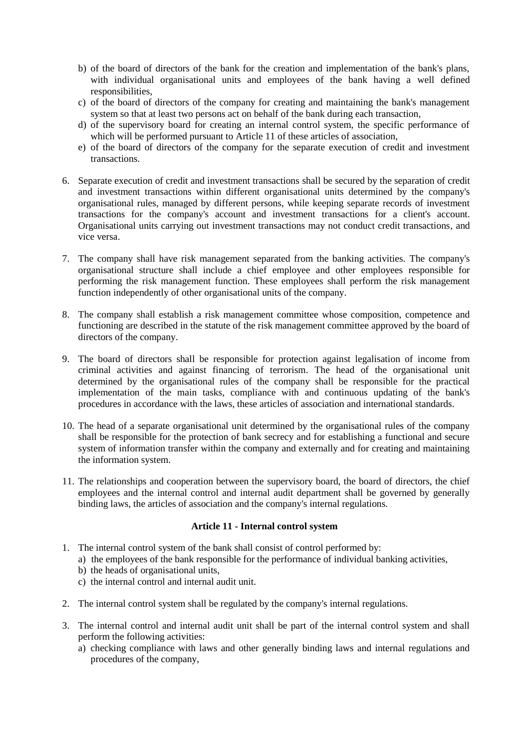b) of the board of directors of the bank for the creation and implementation of the bank's plans, with individual organisational units and employees of the bank having a well defined responsibilities,
c) of the board of directors of the company for creating and maintaining the bank's management system so that at least two persons act on behalf of the bank during each transaction,
d) of the supervisory board for creating an internal control system, the specific performance of which will be performed pursuant to Article 11 of these articles of association,
e) of the board of directors of the company for the separate execution of credit and investment transactions.

6. Separate execution of credit and investment transactions shall be secured by the separation of credit and investment transactions within different organisational units determined by the company's organisational rules, managed by different persons, while keeping separate records of investment transactions for the company's account and investment transactions for a client's account. Organisational units carrying out investment transactions may not conduct credit transactions, and vice versa.

7. The company shall have risk management separated from the banking activities. The company's organisational structure shall include a chief employee and other employees responsible for performing the risk management function. These employees shall perform the risk management function independently of other organisational units of the company.

8. The company shall establish a risk management committee whose composition, competence and functioning are described in the statute of the risk management committee approved by the board of directors of the company.

9. The board of directors shall be responsible for protection against legalisation of income from criminal activities and against financing of terrorism. The head of the organisational unit determined by the organisational rules of the company shall be responsible for the practical implementation of the main tasks, compliance with and continuous updating of the bank's procedures in accordance with the laws, these articles of association and international standards.

10. The head of a separate organisational unit determined by the organisational rules of the company shall be responsible for the protection of bank secrecy and for establishing a functional and secure system of information transfer within the company and externally and for creating and maintaining the information system.

11. The relationships and cooperation between the supervisory board, the board of directors, the chief employees and the internal control and internal audit department shall be governed by generally binding laws, the articles of association and the company's internal regulations.

**Article 11 - Internal control system**

1. The internal control system of the bank shall consist of control performed by:
   a) the employees of the bank responsible for the performance of individual banking activities,
   b) the heads of organisational units,
   c) the internal control and internal audit unit.

2. The internal control system shall be regulated by the company's internal regulations.

3. The internal control and internal audit unit shall be part of the internal control system and shall perform the following activities:
   a) checking compliance with laws and other generally binding laws and internal regulations and procedures of the company,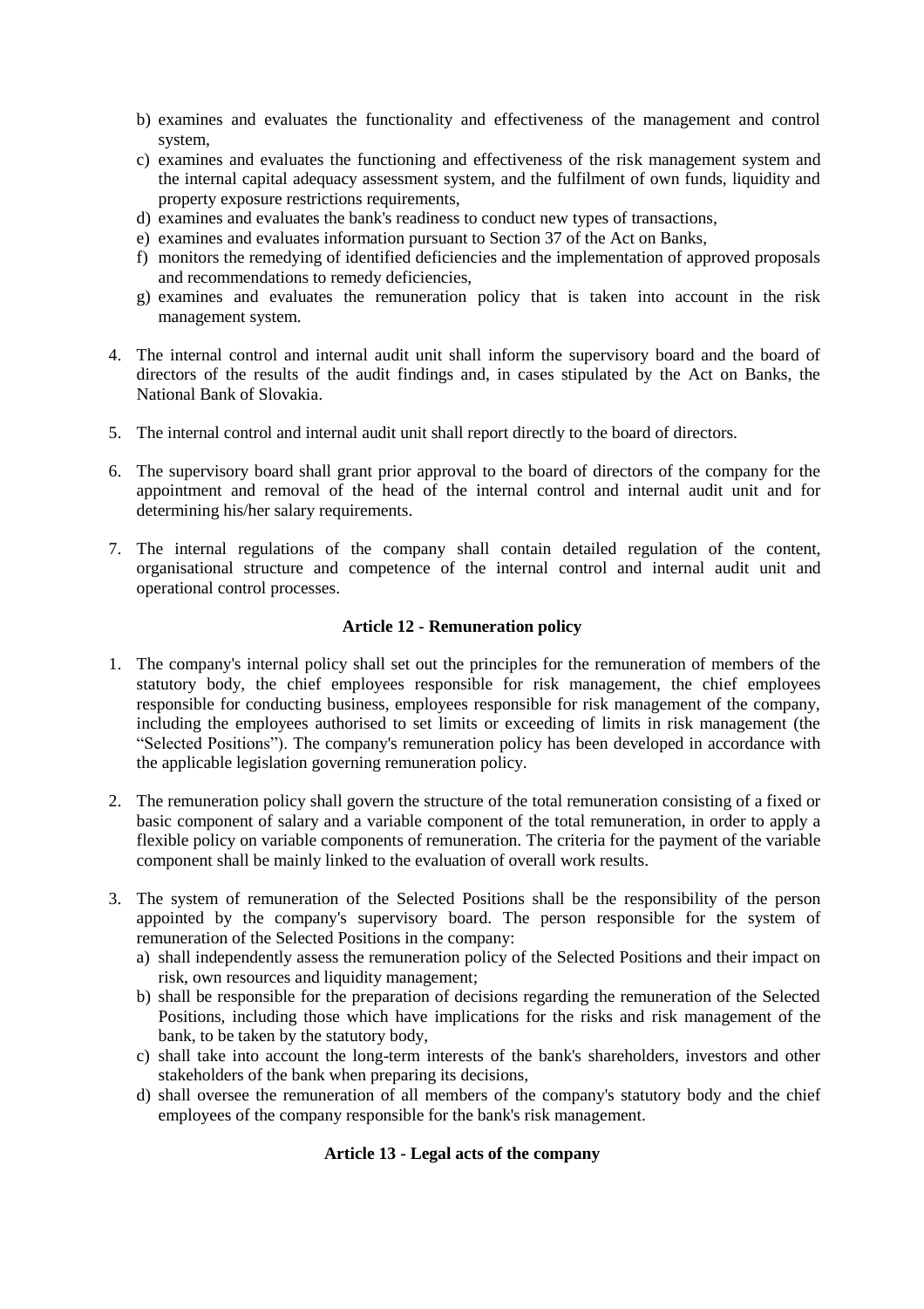b) examines and evaluates the functionality and effectiveness of the management and control system,
c) examines and evaluates the functioning and effectiveness of the risk management system and the internal capital adequacy assessment system, and the fulfilment of own funds, liquidity and property exposure restrictions requirements,
d) examines and evaluates the bank's readiness to conduct new types of transactions,
e) examines and evaluates information pursuant to Section 37 of the Act on Banks,
f) monitors the remedying of identified deficiencies and the implementation of approved proposals and recommendations to remedy deficiencies,
g) examines and evaluates the remuneration policy that is taken into account in the risk management system.

4. The internal control and internal audit unit shall inform the supervisory board and the board of directors of the results of the audit findings and, in cases stipulated by the Act on Banks, the National Bank of Slovakia.

5. The internal control and internal audit unit shall report directly to the board of directors.

6. The supervisory board shall grant prior approval to the board of directors of the company for the appointment and removal of the head of the internal control and internal audit unit and for determining his/her salary requirements.

7. The internal regulations of the company shall contain detailed regulation of the content, organisational structure and competence of the internal control and internal audit unit and operational control processes.

**Article 12 - Remuneration policy**

1. The company's internal policy shall set out the principles for the remuneration of members of the statutory body, the chief employees responsible for risk management, the chief employees responsible for conducting business, employees responsible for risk management of the company, including the employees authorised to set limits or exceeding of limits in risk management (the "Selected Positions"). The company's remuneration policy has been developed in accordance with the applicable legislation governing remuneration policy.

2. The remuneration policy shall govern the structure of the total remuneration consisting of a fixed or basic component of salary and a variable component of the total remuneration, in order to apply a flexible policy on variable components of remuneration. The criteria for the payment of the variable component shall be mainly linked to the evaluation of overall work results.

3. The system of remuneration of the Selected Positions shall be the responsibility of the person appointed by the company's supervisory board. The person responsible for the system of remuneration of the Selected Positions in the company:
   a) shall independently assess the remuneration policy of the Selected Positions and their impact on risk, own resources and liquidity management;
   b) shall be responsible for the preparation of decisions regarding the remuneration of the Selected Positions, including those which have implications for the risks and risk management of the bank, to be taken by the statutory body,
   c) shall take into account the long-term interests of the bank's shareholders, investors and other stakeholders of the bank when preparing its decisions,
   d) shall oversee the remuneration of all members of the company's statutory body and the chief employees of the company responsible for the bank's risk management.

**Article 13 - Legal acts of the company**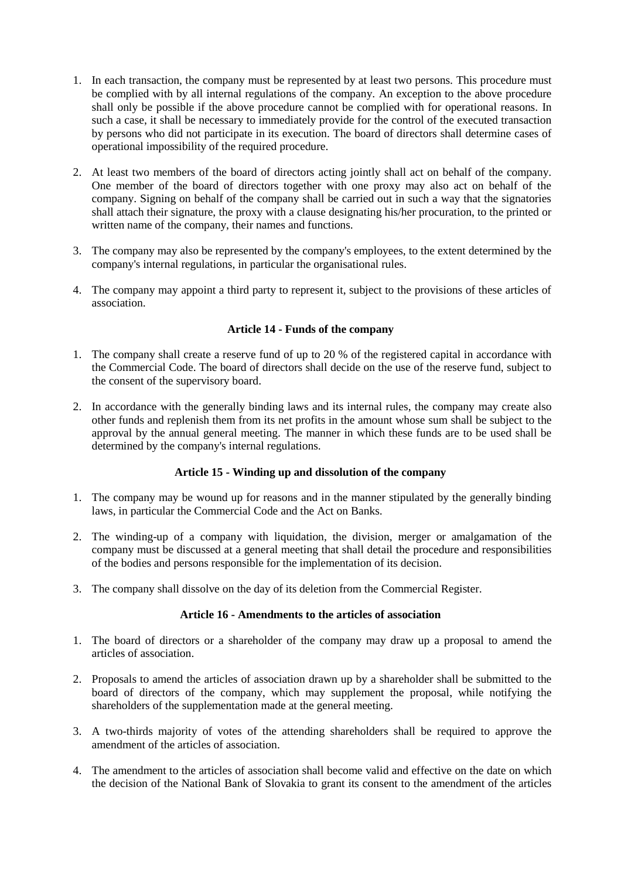1. In each transaction, the company must be represented by at least two persons. This procedure must be complied with by all internal regulations of the company. An exception to the above procedure shall only be possible if the above procedure cannot be complied with for operational reasons. In such a case, it shall be necessary to immediately provide for the control of the executed transaction by persons who did not participate in its execution. The board of directors shall determine cases of operational impossibility of the required procedure.

2. At least two members of the board of directors acting jointly shall act on behalf of the company. One member of the board of directors together with one proxy may also act on behalf of the company. Signing on behalf of the company shall be carried out in such a way that the signatories shall attach their signature, the proxy with a clause designating his/her procuration, to the printed or written name of the company, their names and functions.

3. The company may also be represented by the company's employees, to the extent determined by the company's internal regulations, in particular the organisational rules.

4. The company may appoint a third party to represent it, subject to the provisions of these articles of association.

### Article 14 - Funds of the company

1. The company shall create a reserve fund of up to 20 % of the registered capital in accordance with the Commercial Code. The board of directors shall decide on the use of the reserve fund, subject to the consent of the supervisory board.

2. In accordance with the generally binding laws and its internal rules, the company may create also other funds and replenish them from its net profits in the amount whose sum shall be subject to the approval by the annual general meeting. The manner in which these funds are to be used shall be determined by the company's internal regulations.

### Article 15 - Winding up and dissolution of the company

1. The company may be wound up for reasons and in the manner stipulated by the generally binding laws, in particular the Commercial Code and the Act on Banks.

2. The winding-up of a company with liquidation, the division, merger or amalgamation of the company must be discussed at a general meeting that shall detail the procedure and responsibilities of the bodies and persons responsible for the implementation of its decision.

3. The company shall dissolve on the day of its deletion from the Commercial Register.

### Article 16 - Amendments to the articles of association

1. The board of directors or a shareholder of the company may draw up a proposal to amend the articles of association.

2. Proposals to amend the articles of association drawn up by a shareholder shall be submitted to the board of directors of the company, which may supplement the proposal, while notifying the shareholders of the supplementation made at the general meeting.

3. A two-thirds majority of votes of the attending shareholders shall be required to approve the amendment of the articles of association.

4. The amendment to the articles of association shall become valid and effective on the date on which the decision of the National Bank of Slovakia to grant its consent to the amendment of the articles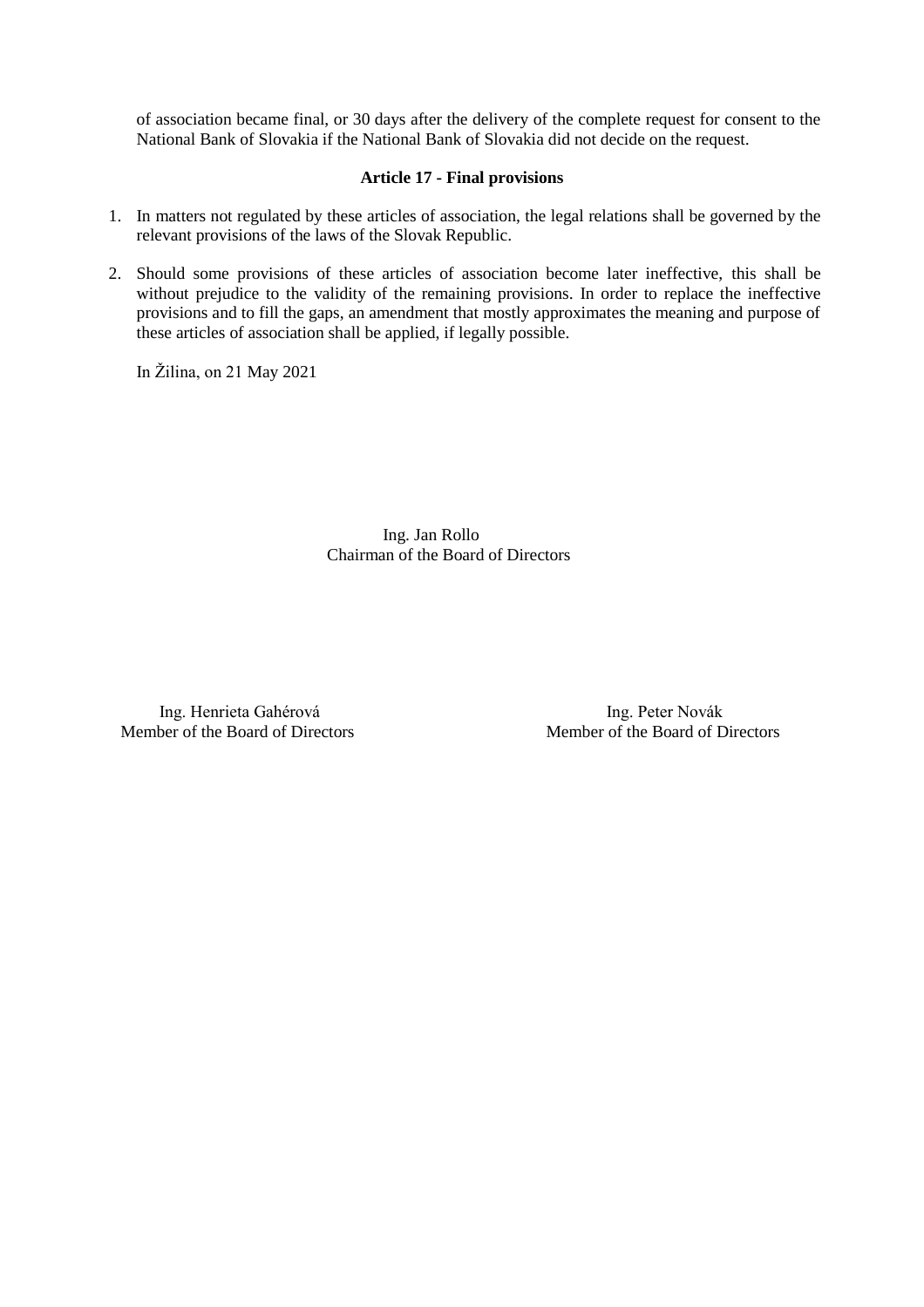of association became final, or 30 days after the delivery of the complete request for consent to the National Bank of Slovakia if the National Bank of Slovakia did not decide on the request.

### Article 17 - Final provisions

1. In matters not regulated by these articles of association, the legal relations shall be governed by the relevant provisions of the laws of the Slovak Republic.
2. Should some provisions of these articles of association become later ineffective, this shall be without prejudice to the validity of the remaining provisions. In order to replace the ineffective provisions and to fill the gaps, an amendment that mostly approximates the meaning and purpose of these articles of association shall be applied, if legally possible.

In Žilina, on 21 May 2021

Ing. Jan Rollo
Chairman of the Board of Directors

Ing. Henrieta Gahérová
Member of the Board of Directors

Ing. Peter Novák
Member of the Board of Directors